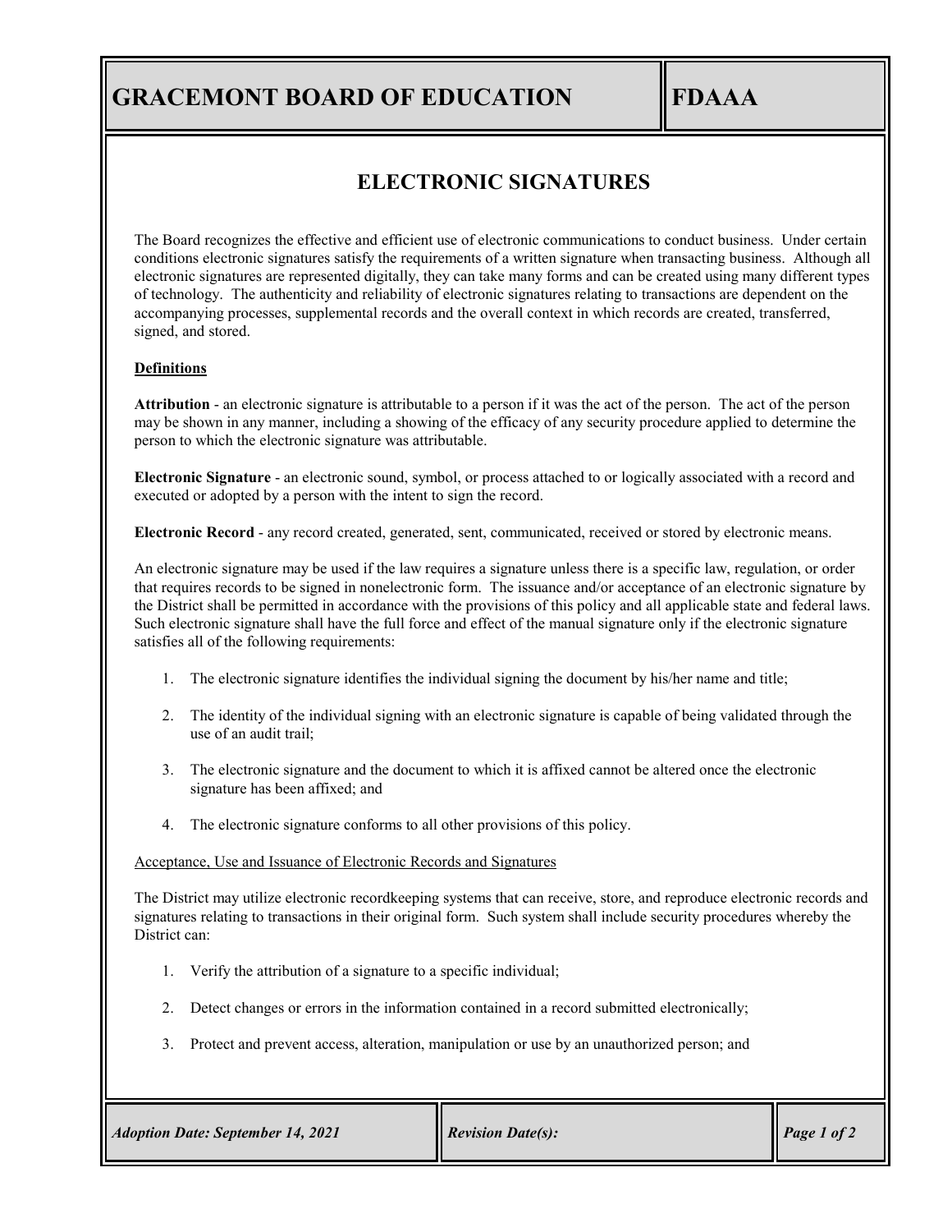# GRACEMONT BOARD OF EDUCATION

# FDAAA

## ELECTRONIC SIGNATURES

The Board recognizes the effective and efficient use of electronic communications to conduct business. Under certain conditions electronic signatures satisfy the requirements of a written signature when transacting business. Although all electronic signatures are represented digitally, they can take many forms and can be created using many different types of technology. The authenticity and reliability of electronic signatures relating to transactions are dependent on the accompanying processes, supplemental records and the overall context in which records are created, transferred, signed, and stored.

### Definitions

**Attribution** - an electronic signature is attributable to a person if it was the act of the person. The act of the person may be shown in any manner, including a showing of the efficacy of any security procedure applied to determine the person to which the electronic signature was attributable.

**Electronic Signature** - an electronic sound, symbol, or process attached to or logically associated with a record and executed or adopted by a person with the intent to sign the record.

**Electronic Record** - any record created, generated, sent, communicated, received or stored by electronic means.

An electronic signature may be used if the law requires a signature unless there is a specific law, regulation, or order that requires records to be signed in nonelectronic form. The issuance and/or acceptance of an electronic signature by the District shall be permitted in accordance with the provisions of this policy and all applicable state and federal laws. Such electronic signature shall have the full force and effect of the manual signature only if the electronic signature satisfies all of the following requirements:

1. The electronic signature identifies the individual signing the document by his/her name and title;
2. The identity of the individual signing with an electronic signature is capable of being validated through the use of an audit trail;
3. The electronic signature and the document to which it is affixed cannot be altered once the electronic signature has been affixed; and
4. The electronic signature conforms to all other provisions of this policy.

Acceptance, Use and Issuance of Electronic Records and Signatures

The District may utilize electronic recordkeeping systems that can receive, store, and reproduce electronic records and signatures relating to transactions in their original form. Such system shall include security procedures whereby the District can:

1. Verify the attribution of a signature to a specific individual;
2. Detect changes or errors in the information contained in a record submitted electronically;
3. Protect and prevent access, alteration, manipulation or use by an unauthorized person; and

*Adoption Date: September 14, 2021* | *Revision Date(s):*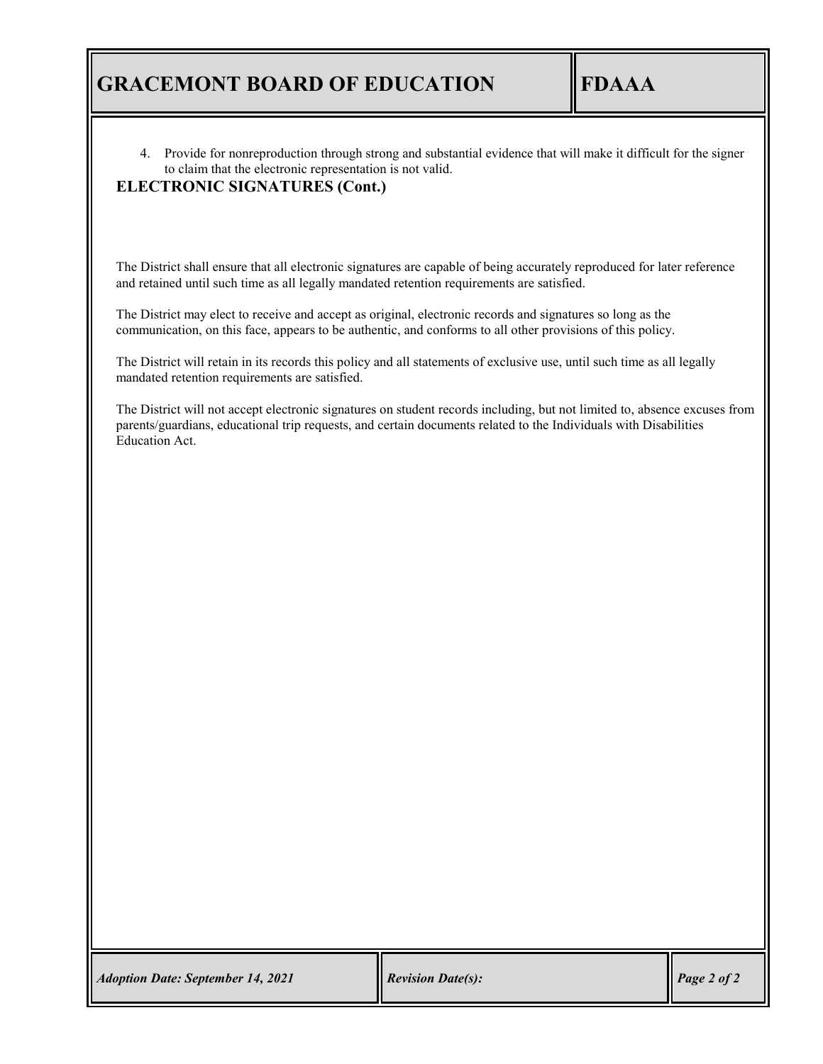4. Provide for nonreproduction through strong and substantial evidence that will make it difficult for the signer to claim that the electronic representation is not valid.

**ELECTRONIC SIGNATURES (Cont.)**

The District shall ensure that all electronic signatures are capable of being accurately reproduced for later reference and retained until such time as all legally mandated retention requirements are satisfied.

The District may elect to receive and accept as original, electronic records and signatures so long as the communication, on this face, appears to be authentic, and conforms to all other provisions of this policy.

The District will retain in its records this policy and all statements of exclusive use, until such time as all legally mandated retention requirements are satisfied.

The District will not accept electronic signatures on student records including, but not limited to, absence excuses from parents/guardians, educational trip requests, and certain documents related to the Individuals with Disabilities Education Act.

| | | |
|---|---|---|
| *Adoption Date: September 14, 2021* | *Revision Date(s):* | |